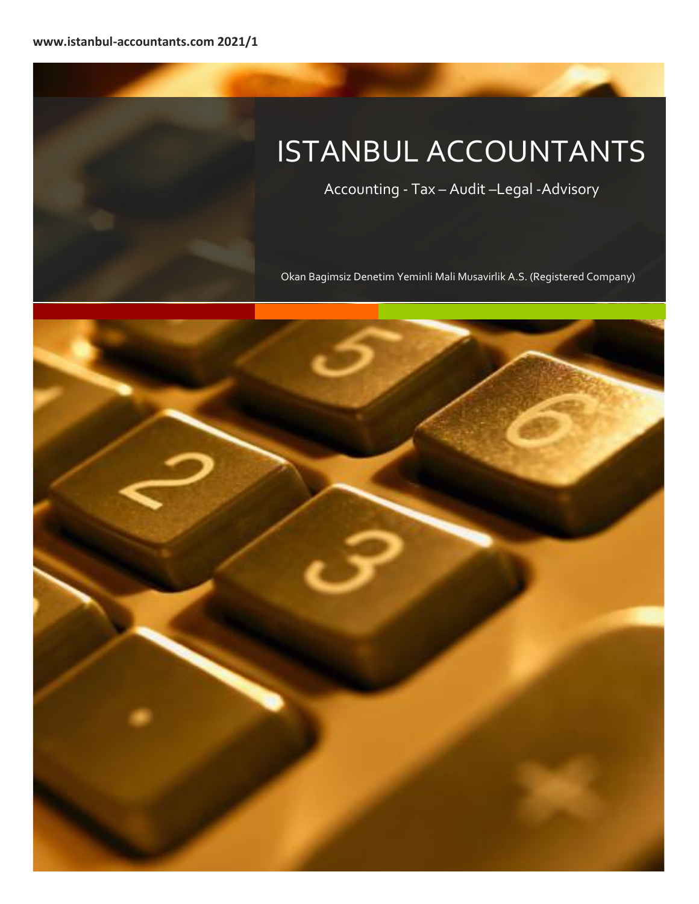**www.istanbul-accountants.com 2021/1**

# ISTANBUL ACCOUNTANTS

Accounting - Tax – Audit –Legal -Advisory

Okan Bagimsiz Denetim Yeminli Mali Musavirlik A.S. (Registered Company)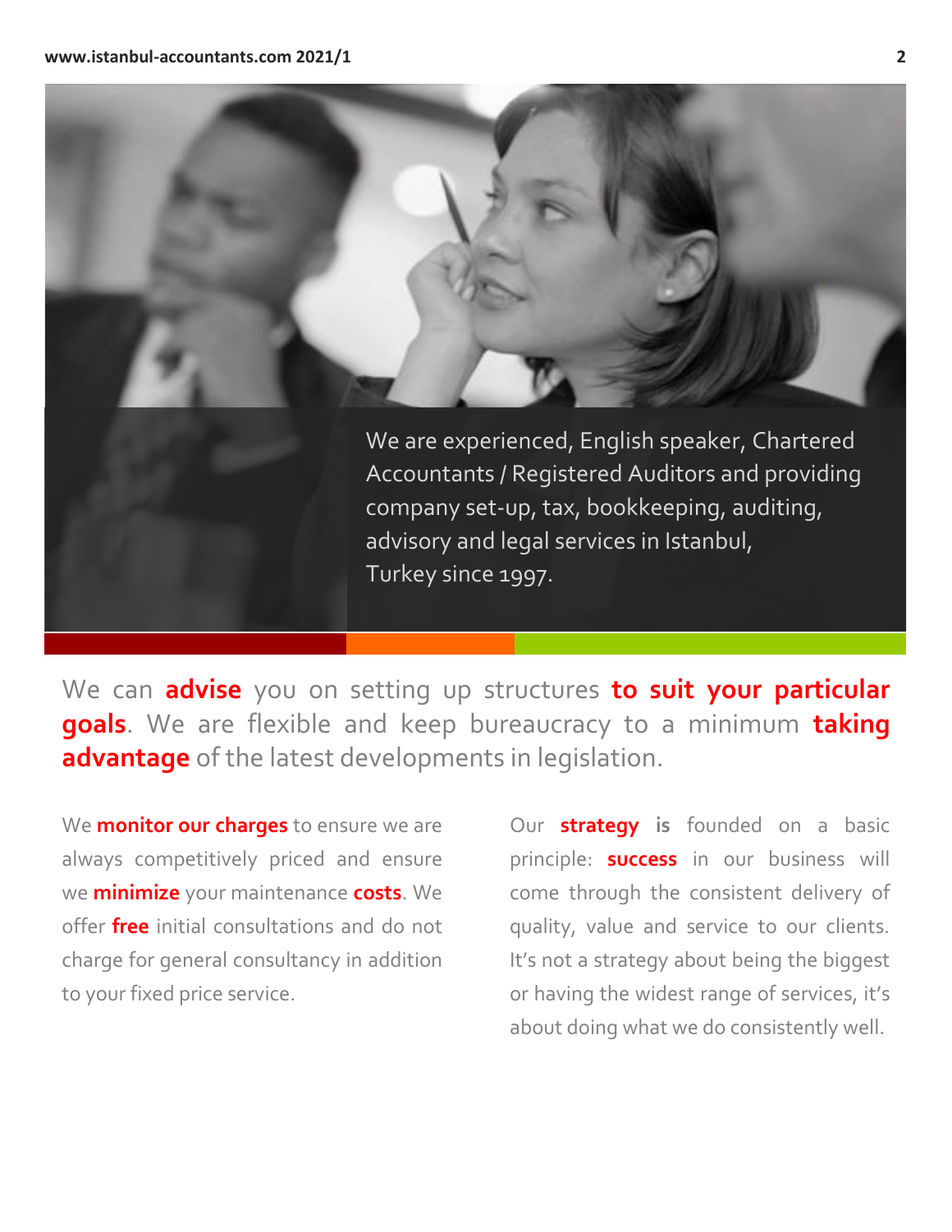We are experienced, English speaker, Chartered Accountants / Registered Auditors and providing company set-up, tax, bookkeeping, auditing, advisory and legal services in Istanbul, Turkey since 1997.

We can **advise** you on setting up structures **to suit your particular goals**. We are flexible and keep bureaucracy to a minimum **taking advantage** of the latest developments in legislation.

We **monitor our charges** to ensure we are always competitively priced and ensure we **minimize** your maintenance **costs**. We offer **free** initial consultations and do not charge for general consultancy in addition to your fixed price service.

Our **strategy is** founded on a basic principle: **success** in our business will come through the consistent delivery of quality, value and service to our clients. It's not a strategy about being the biggest or having the widest range of services, it's about doing what we do consistently well.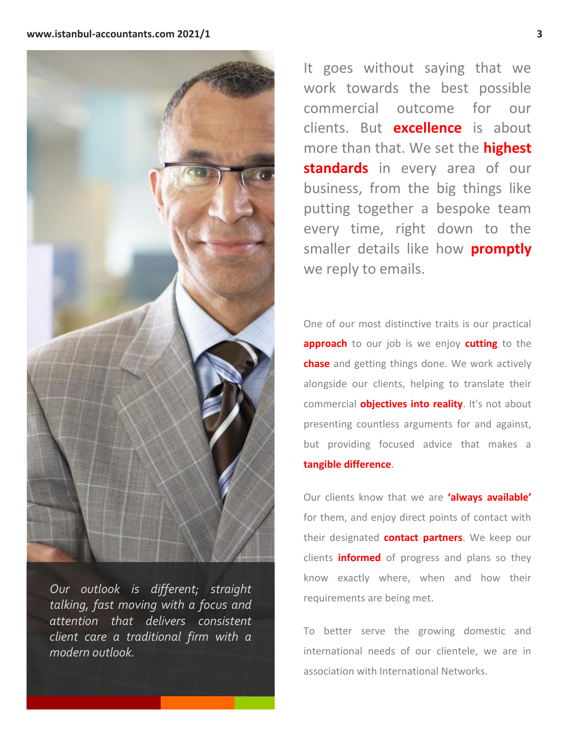It goes without saying that we work towards the best possible commercial outcome for our clients. But **excellence** is about more than that. We set the **highest standards** in every area of our business, from the big things like putting together a bespoke team every time, right down to the smaller details like how **promptly** we reply to emails.

One of our most distinctive traits is our practical **approach** to our job is we enjoy **cutting** to the **chase** and getting things done. We work actively alongside our clients, helping to translate their commercial **objectives into reality**. It's not about presenting countless arguments for and against, but providing focused advice that makes a **tangible difference**.

Our clients know that we are **'always available'** for them, and enjoy direct points of contact with their designated **contact partners**. We keep our clients **informed** of progress and plans so they know exactly where, when and how their requirements are being met.

To better serve the growing domestic and international needs of our clientele, we are in association with International Networks.

*Our outlook is different; straight talking, fast moving with a focus and attention that delivers consistent client care a traditional firm with a modern outlook.*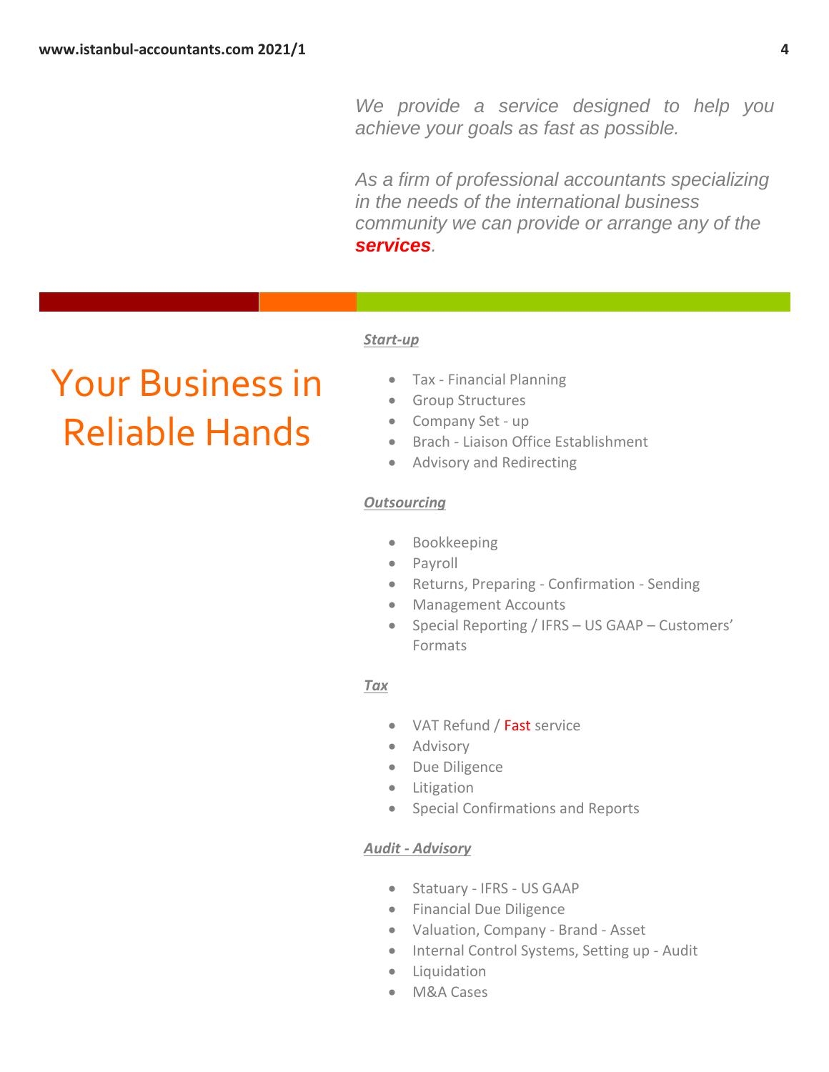*We provide a service designed to help you achieve your goals as fast as possible.*

*As a firm of professional accountants specializing in the needs of the international business community we can provide or arrange any of the* ***services****.*

# Your Business in Reliable Hands

***Start-up***

- Tax - Financial Planning
- Group Structures
- Company Set - up
- Brach - Liaison Office Establishment
- Advisory and Redirecting

***Outsourcing***

- Bookkeeping
- Payroll
- Returns, Preparing - Confirmation - Sending
- Management Accounts
- Special Reporting / IFRS – US GAAP – Customers' Formats

***Tax***

- VAT Refund / Fast service
- Advisory
- Due Diligence
- Litigation
- Special Confirmations and Reports

***Audit - Advisory***

- Statuary - IFRS - US GAAP
- Financial Due Diligence
- Valuation, Company - Brand - Asset
- Internal Control Systems, Setting up - Audit
- Liquidation
- M&A Cases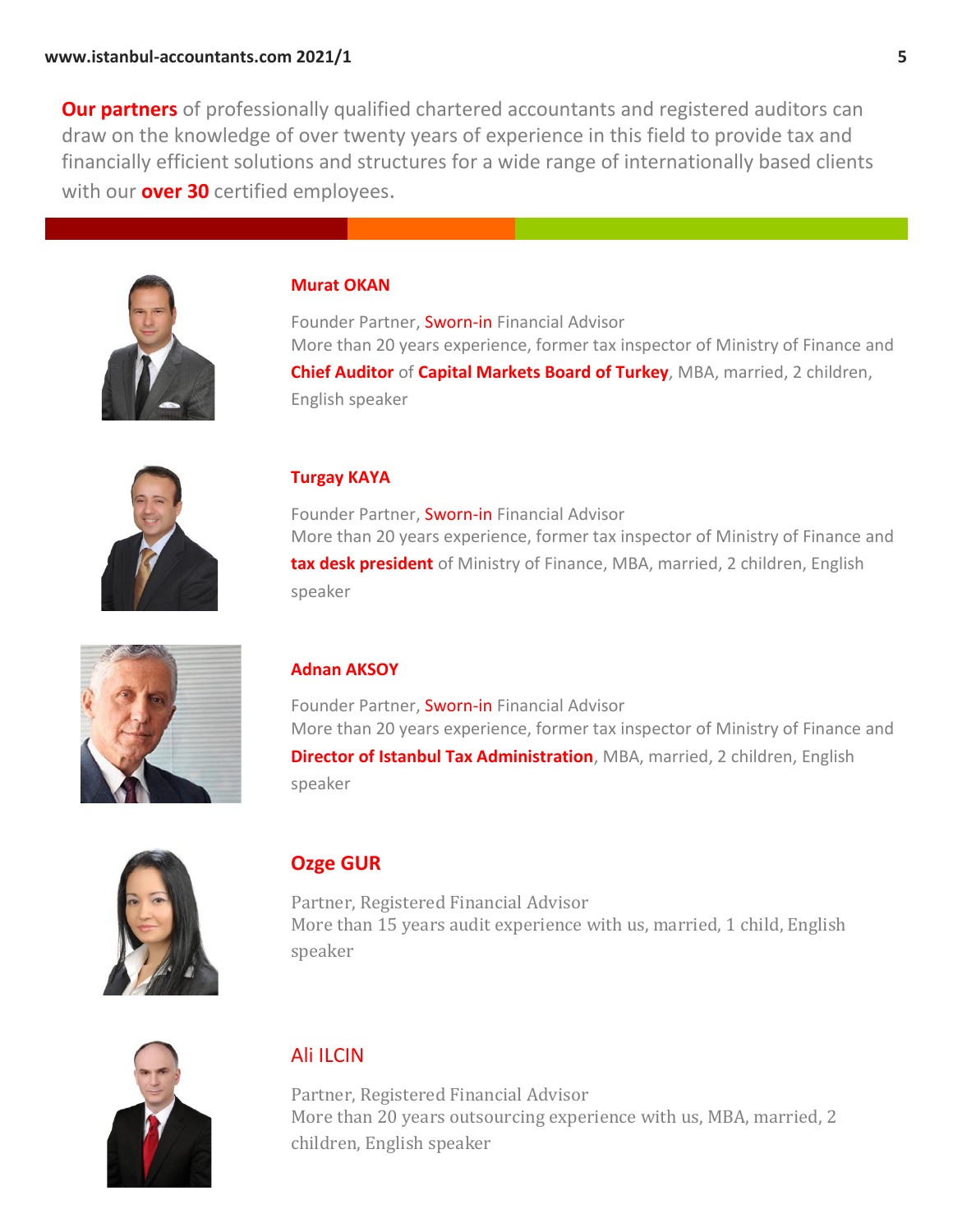**Our partners** of professionally qualified chartered accountants and registered auditors can draw on the knowledge of over twenty years of experience in this field to provide tax and financially efficient solutions and structures for a wide range of internationally based clients with our **over 30** certified employees.

### Murat OKAN

Founder Partner, Sworn-in Financial Advisor
More than 20 years experience, former tax inspector of Ministry of Finance and **Chief Auditor** of **Capital Markets Board of Turkey**, MBA, married, 2 children, English speaker

### Turgay KAYA

Founder Partner, Sworn-in Financial Advisor
More than 20 years experience, former tax inspector of Ministry of Finance and **tax desk president** of Ministry of Finance, MBA, married, 2 children, English speaker

### Adnan AKSOY

Founder Partner, Sworn-in Financial Advisor
More than 20 years experience, former tax inspector of Ministry of Finance and **Director of Istanbul Tax Administration**, MBA, married, 2 children, English speaker

### Ozge GUR

Partner, Registered Financial Advisor
More than 15 years audit experience with us, married, 1 child, English speaker

### Ali ILCIN

Partner, Registered Financial Advisor
More than 20 years outsourcing experience with us, MBA, married, 2 children, English speaker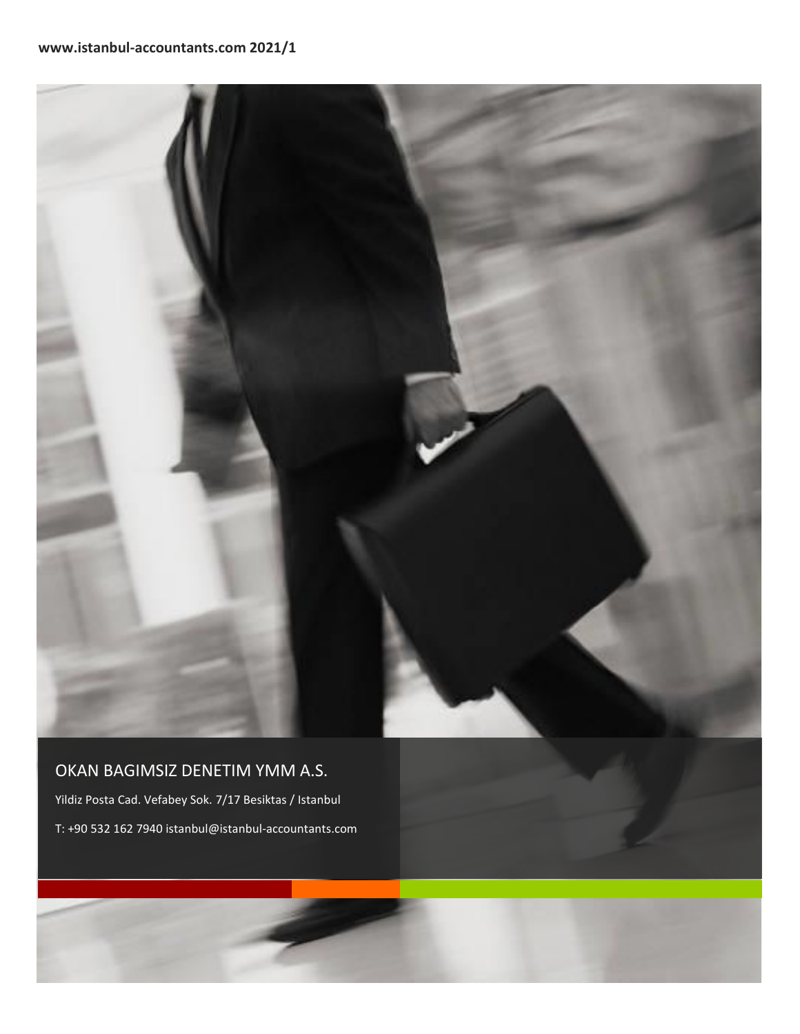www.istanbul-accountants.com 2021/1

OKAN BAGIMSIZ DENETIM YMM A.S.

Yildiz Posta Cad. Vefabey Sok. 7/17 Besiktas / Istanbul

T: +90 532 162 7940 istanbul@istanbul-accountants.com